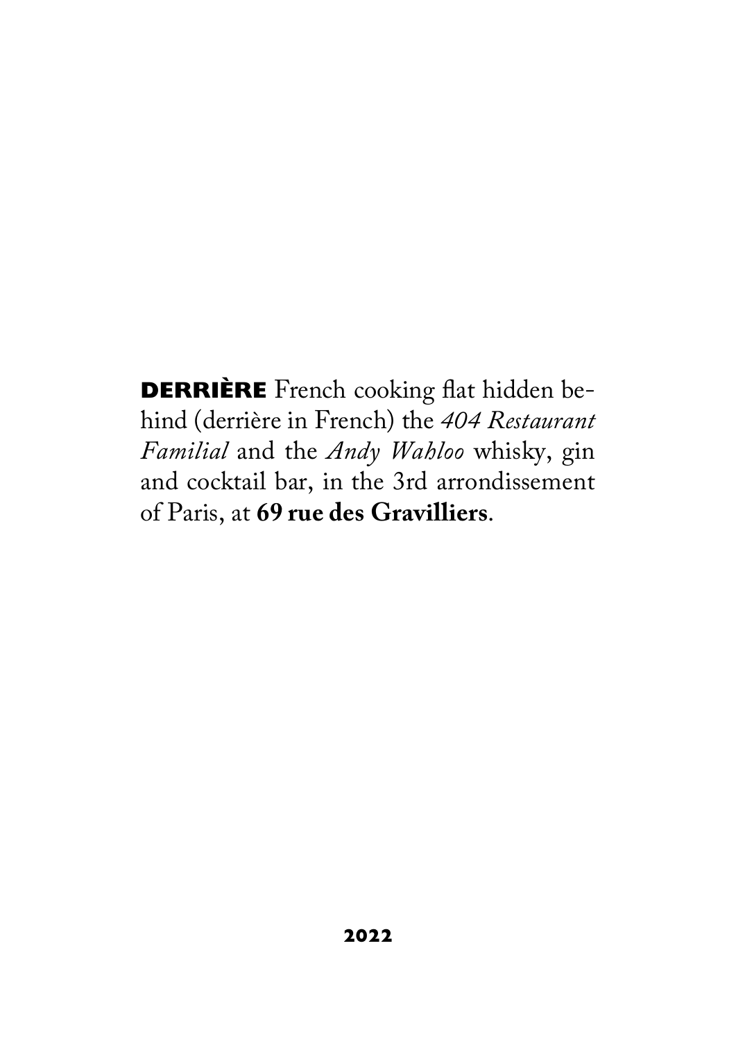**DERRIÈRE** French cooking flat hidden behind (derrière in French) the *404 Restaurant Familial* and the *Andy Wahloo* whisky, gin and cocktail bar, in the 3rd arrondissement of Paris, at **69 rue des Gravilliers**.

**2022**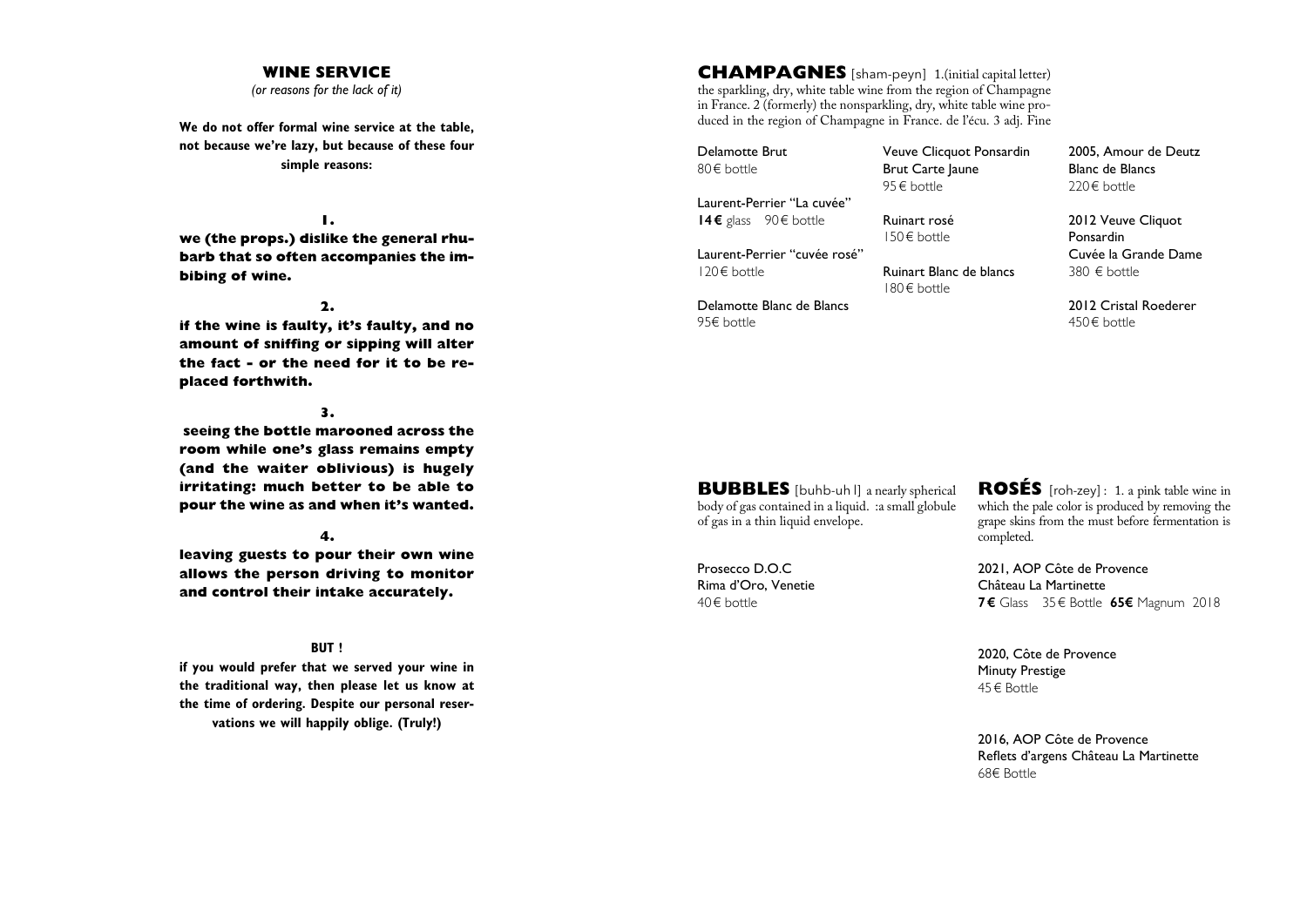## WINE SERVICE

*(or reasons for the lack of it)*

**We do not offer formal wine service at the table, not because we're lazy, but because of these four simple reasons:**

**1.**

**we (the props.) dislike the general rhubarb that so often accompanies the imbibing of wine.**

**2.**

**if the wine is faulty, it's faulty, and no amount of sniffing or sipping will alter the fact - or the need for it to be replaced forthwith.**

**3.**

**seeing the bottle marooned across the room while one's glass remains empty (and the waiter oblivious) is hugely irritating: much better to be able to pour the wine as and when it's wanted.**

**4.**

**leaving guests to pour their own wine allows the person driving to monitor and control their intake accurately.**

**BUT !**

**if you would prefer that we served your wine in the traditional way, then please let us know at the time of ordering. Despite our personal reservations we will happily oblige. (Truly!)**

## CHAMPAGNES

[sham-peyn] 1.(initial capital letter) the sparkling, dry, white table wine from the region of Champagne in France. 2 (formerly) the nonsparkling, dry, white table wine produced in the region of Champagne in France. de l'écu. 3 adj. Fine

Delamotte Brut
80€ bottle

Laurent-Perrier "La cuvée"
**14€** glass 90€ bottle

Laurent-Perrier "cuvée rosé"
120€ bottle

Delamotte Blanc de Blancs
95€ bottle

Veuve Clicquot Ponsardin Brut Carte Jaune
95€ bottle

Ruinart rosé
150€ bottle

Ruinart Blanc de blancs
180€ bottle

2005, Amour de Deutz Blanc de Blancs
220€ bottle

2012 Veuve Cliquot Ponsardin Cuvée la Grande Dame
380 € bottle

2012 Cristal Roederer
450€ bottle

## BUBBLES

[buhb-uh l] a nearly spherical body of gas contained in a liquid. :a small globule of gas in a thin liquid envelope.

Prosecco D.O.C
Rima d'Oro, Venetie
40€ bottle

## ROSÉS

[roh-zey] : 1. a pink table wine in which the pale color is produced by removing the grape skins from the must before fermentation is completed.

2021, AOP Côte de Provence
Château La Martinette
**7€** Glass 35€ Bottle **65€** Magnum 2018

2020, Côte de Provence
Minuty Prestige
45€ Bottle

2016, AOP Côte de Provence
Reflets d'argens Château La Martinette
68€ Bottle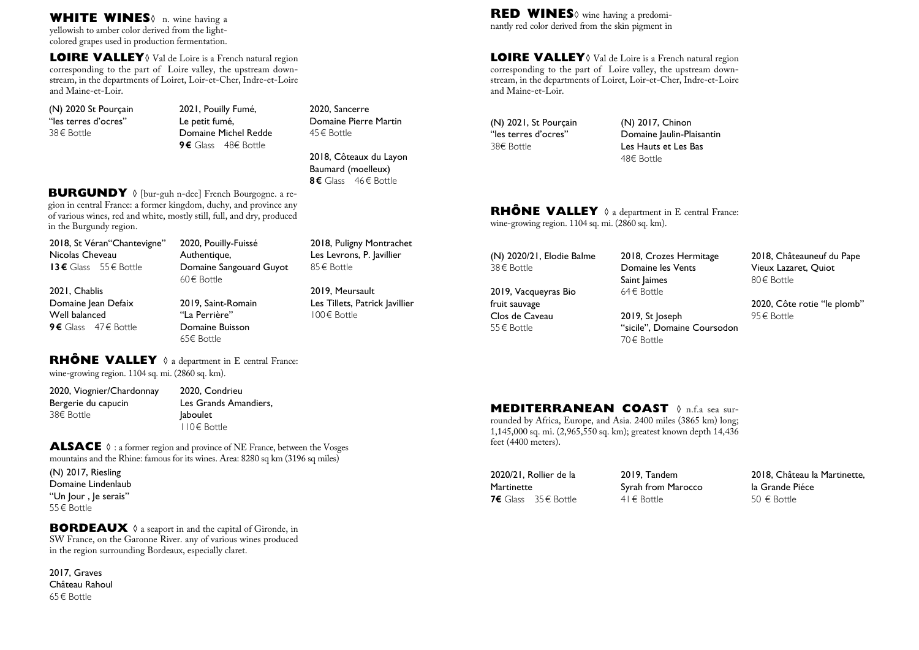# WHITE WINES

◊ n. wine having a yellowish to amber color derived from the light-colored grapes used in production fermentation.

## LOIRE VALLEY

◊ Val de Loire is a French natural region corresponding to the part of Loire valley, the upstream downstream, in the departments of Loiret, Loir-et-Cher, Indre-et-Loire and Maine-et-Loir.

(N) 2020 St Pourçain
"les terres d'ocres"
38€ Bottle

2021, Pouilly Fumé,
Le petit fumé,
Domaine Michel Redde
**9€** Glass 48€ Bottle

2020, Sancerre
Domaine Pierre Martin
45€ Bottle

2018, Côteaux du Layon
Baumard (moelleux)
**8€** Glass 46€ Bottle

## BURGUNDY

◊ [bur-guh n-dee] French Bourgogne. a region in central France: a former kingdom, duchy, and province any of various wines, red and white, mostly still, full, and dry, produced in the Burgundy region.

2018, St Véran"Chantevigne"
Nicolas Cheveau
**13€** Glass 55€ Bottle

2021, Chablis
Domaine Jean Defaix
Well balanced
**9€** Glass 47€ Bottle

2020, Pouilly-Fuissé
Authentique,
Domaine Sangouard Guyot
60€ Bottle

2019, Saint-Romain
"La Perrière"
Domaine Buisson
65€ Bottle

2018, Puligny Montrachet
Les Levrons, P. Javillier
85€ Bottle

2019, Meursault
Les Tillets, Patrick Javillier
100€ Bottle

## RHÔNE VALLEY

◊ a department in E central France: wine-growing region. 1104 sq. mi. (2860 sq. km).

2020, Viognier/Chardonnay
Bergerie du capucin
38€ Bottle

2020, Condrieu
Les Grands Amandiers,
Jaboulet
110€ Bottle

## ALSACE

◊ : a former region and province of NE France, between the Vosges mountains and the Rhine: famous for its wines. Area: 8280 sq km (3196 sq miles)

(N) 2017, Riesling
Domaine Lindenlaub
"Un Jour , Je serais"
55€ Bottle

## BORDEAUX

◊ a seaport in and the capital of Gironde, in SW France, on the Garonne River. any of various wines produced in the region surrounding Bordeaux, especially claret.

2017, Graves
Château Rahoul
65€ Bottle

# RED WINES

◊ wine having a predominantly red color derived from the skin pigment in

## LOIRE VALLEY

◊ Val de Loire is a French natural region corresponding to the part of Loire valley, the upstream downstream, in the departments of Loiret, Loir-et-Cher, Indre-et-Loire and Maine-et-Loir.

(N) 2021, St Pourçain
"les terres d'ocres"
38€ Bottle

(N) 2017, Chinon
Domaine Jaulin-Plaisantin
Les Hauts et Les Bas
48€ Bottle

## RHÔNE VALLEY

◊ a department in E central France: wine-growing region. 1104 sq. mi. (2860 sq. km).

(N) 2020/21, Elodie Balme
38€ Bottle

2019, Vacqueyras Bio
fruit sauvage
Clos de Caveau
55€ Bottle

2018, Crozes Hermitage
Domaine les Vents
Saint Jaimes
64€ Bottle

2019, St Joseph
"sicile", Domaine Coursodon
70€ Bottle

2018, Châteauneuf du Pape
Vieux Lazaret, Quiot
80€ Bottle

2020, Côte rotie "le plomb"
95€ Bottle

## MEDITERRANEAN COAST

◊ n.f.a sea surrounded by Africa, Europe, and Asia. 2400 miles (3865 km) long; 1,145,000 sq. mi. (2,965,550 sq. km); greatest known depth 14,436 feet (4400 meters).

2020/21, Rollier de la
Martinette
**7€** Glass 35€ Bottle

2019, Tandem
Syrah from Marocco
41€ Bottle

2018, Château la Martinette,
la Grande Piéce
50 € Bottle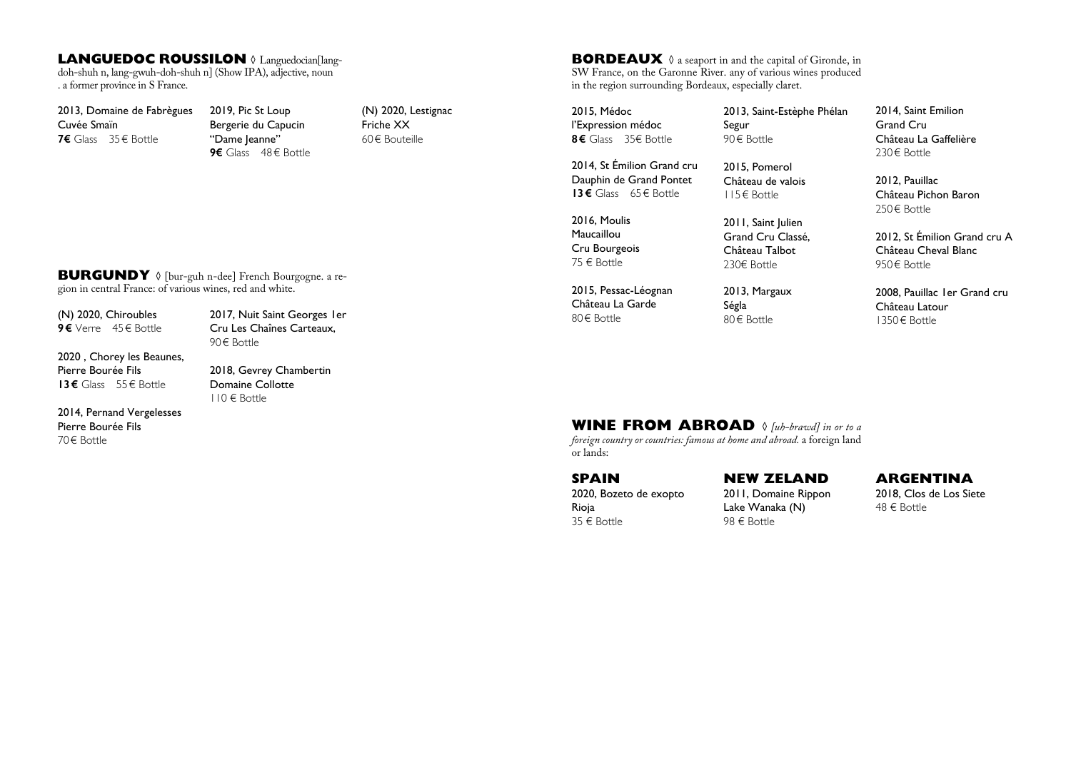## LANGUEDOC ROUSSILON

◊ Languedocian[lang-doh-shuh n, lang-gwuh-doh-shuh n] (Show IPA), adjective, noun . a former province in S France.

2013, Domaine de Fabrègues
Cuvée Smaïn
**7€** Glass 35 € Bottle

2019, Pic St Loup
Bergerie du Capucin
"Dame Jeanne"
**9€** Glass 48 € Bottle

(N) 2020, Lestignac
Friche XX
60 € Bouteille

## BURGUNDY

◊ [bur-guh n-dee] French Bourgogne. a region in central France: of various wines, red and white.

(N) 2020, Chiroubles
**9 €** Verre 45 € Bottle

2020 , Chorey les Beaunes,
Pierre Bourée Fils
**13 €** Glass 55 € Bottle

2014, Pernand Vergelesses
Pierre Bourée Fils
70 € Bottle

2017, Nuit Saint Georges 1er Cru Les Chaînes Carteaux,
90 € Bottle

2018, Gevrey Chambertin
Domaine Collotte
110 € Bottle

## BORDEAUX

◊ a seaport in and the capital of Gironde, in SW France, on the Garonne River. any of various wines produced in the region surrounding Bordeaux, especially claret.

2015, Médoc
l'Expression médoc
**8 €** Glass 35€ Bottle

2014, St Émilion Grand cru
Dauphin de Grand Pontet
**13 €** Glass 65 € Bottle

2016, Moulis
Maucaillou
Cru Bourgeois
75 € Bottle

2015, Pessac-Léognan
Château La Garde
80 € Bottle

2013, Saint-Estèphe Phélan
Segur
90 € Bottle

2015, Pomerol
Château de valois
115 € Bottle

2011, Saint Julien
Grand Cru Classé,
Château Talbot
230€ Bottle

2013, Margaux
Ségla
80 € Bottle

2014, Saint Emilion
Grand Cru
Château La Gaffelière
230 € Bottle

2012, Pauillac
Château Pichon Baron
250 € Bottle

2012, St Émilion Grand cru A
Château Cheval Blanc
950 € Bottle

2008, Pauillac 1er Grand cru
Château Latour
1350 € Bottle

## WINE FROM ABROAD

◊ *[uh-brawd] in or to a foreign country or countries: famous at home and abroad.* a foreign land or lands:

### SPAIN

2020, Bozeto de exopto
Rioja
35 € Bottle

### NEW ZELAND

2011, Domaine Rippon
Lake Wanaka (N)
98 € Bottle

### ARGENTINA

2018, Clos de Los Siete
48 € Bottle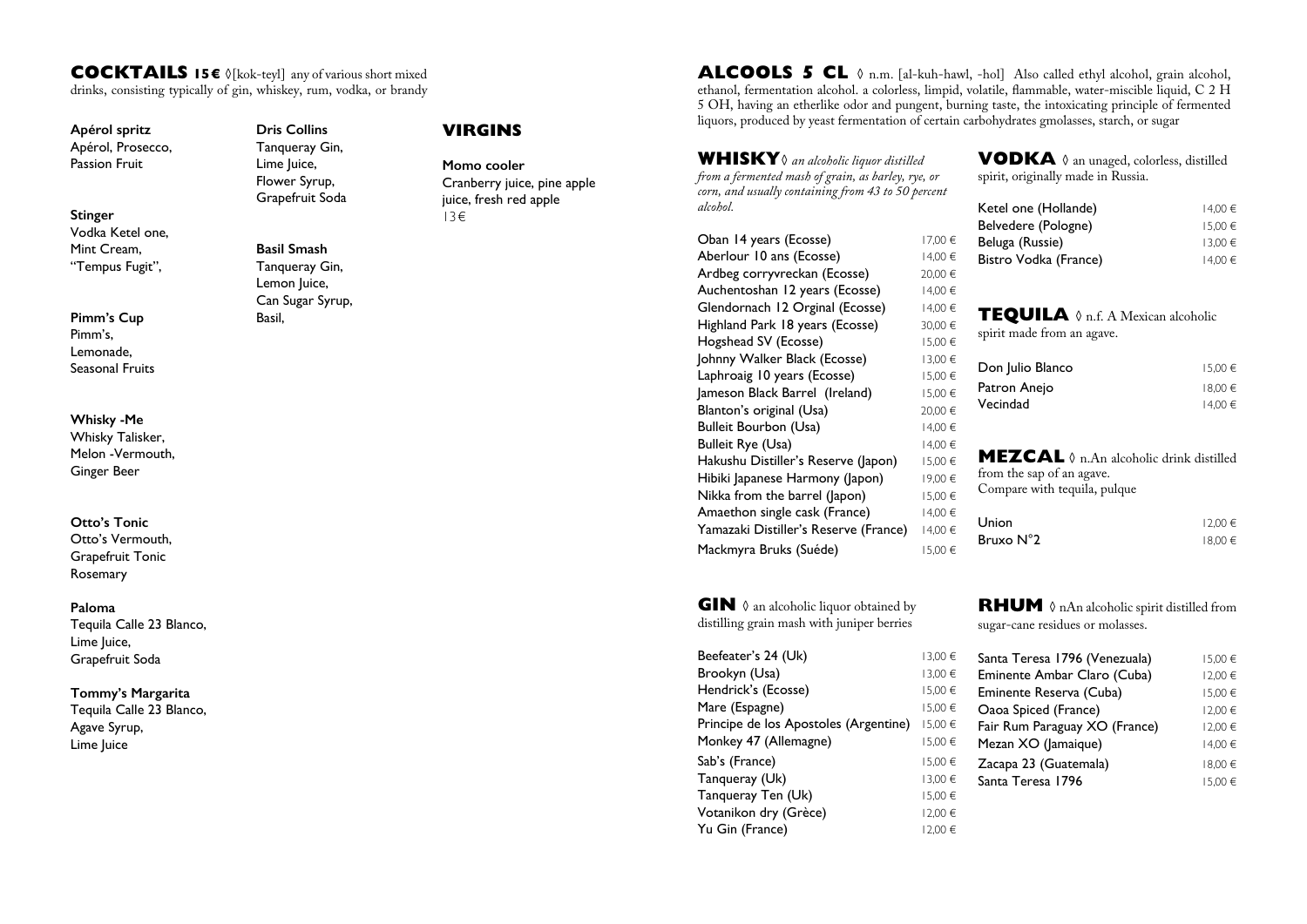## COCKTAILS 15€ ◊[kok-teyl] any of various short mixed drinks, consisting typically of gin, whiskey, rum, vodka, or brandy

**Apérol spritz**
Apérol, Prosecco,
Passion Fruit

**Stinger**
Vodka Ketel one,
Mint Cream,
"Tempus Fugit",

**Pimm's Cup**
Pimm's,
Lemonade,
Seasonal Fruits

**Whisky -Me**
Whisky Talisker,
Melon -Vermouth,
Ginger Beer

**Otto's Tonic**
Otto's Vermouth,
Grapefruit Tonic
Rosemary

**Paloma**
Tequila Calle 23 Blanco,
Lime Juice,
Grapefruit Soda

**Tommy's Margarita**
Tequila Calle 23 Blanco,
Agave Syrup,
Lime Juice

**Dris Collins**
Tanqueray Gin,
Lime Juice,
Flower Syrup,
Grapefruit Soda

**Basil Smash**
Tanqueray Gin,
Lemon Juice,
Can Sugar Syrup,
Basil,

## VIRGINS

**Momo cooler**
Cranberry juice, pine apple juice, fresh red apple
13€

## ALCOOLS 5 CL ◊ n.m. [al-kuh-hawl, -hol] Also called ethyl alcohol, grain alcohol, ethanol, fermentation alcohol. a colorless, limpid, volatile, flammable, water-miscible liquid, C 2 H 5 OH, having an etherlike odor and pungent, burning taste, the intoxicating principle of fermented liquors, produced by yeast fermentation of certain carbohydrates gmolasses, starch, or sugar

### WHISKY ◊ *an alcoholic liquor distilled from a fermented mash of grain, as barley, rye, or corn, and usually containing from 43 to 50 percent alcohol.*

| | |
|---|---|
| Oban 14 years (Ecosse) | 17,00 € |
| Aberlour 10 ans (Ecosse) | 14,00 € |
| Ardbeg corryvreckan (Ecosse) | 20,00 € |
| Auchentoshan 12 years (Ecosse) | 14,00 € |
| Glendornach 12 Orginal (Ecosse) | 14,00 € |
| Highland Park 18 years (Ecosse) | 30,00 € |
| Hogshead SV (Ecosse) | 15,00 € |
| Johnny Walker Black (Ecosse) | 13,00 € |
| Laphroaig 10 years (Ecosse) | 15,00 € |
| Jameson Black Barrel (Ireland) | 15,00 € |
| Blanton's original (Usa) | 20,00 € |
| Bulleit Bourbon (Usa) | 14,00 € |
| Bulleit Rye (Usa) | 14,00 € |
| Hakushu Distiller's Reserve (Japon) | 15,00 € |
| Hibiki Japanese Harmony (Japon) | 19,00 € |
| Nikka from the barrel (Japon) | 15,00 € |
| Amaethon single cask (France) | 14,00 € |
| Yamazaki Distiller's Reserve (France) | 14,00 € |
| Mackmyra Bruks (Suéde) | 15,00 € |

### GIN ◊ an alcoholic liquor obtained by distilling grain mash with juniper berries

| | |
|---|---|
| Beefeater's 24 (Uk) | 13,00 € |
| Brookyn (Usa) | 13,00 € |
| Hendrick's (Ecosse) | 15,00 € |
| Mare (Espagne) | 15,00 € |
| Principe de los Apostoles (Argentine) | 15,00 € |
| Monkey 47 (Allemagne) | 15,00 € |
| Sab's (France) | 15,00 € |
| Tanqueray (Uk) | 13,00 € |
| Tanqueray Ten (Uk) | 15,00 € |
| Votanikon dry (Grèce) | 12,00 € |
| Yu Gin (France) | 12,00 € |

### VODKA ◊ an unaged, colorless, distilled spirit, originally made in Russia.

| | |
|---|---|
| Ketel one (Hollande) | 14,00 € |
| Belvedere (Pologne) | 15,00 € |
| Beluga (Russie) | 13,00 € |
| Bistro Vodka (France) | 14,00 € |

### TEQUILA ◊ n.f. A Mexican alcoholic spirit made from an agave.

| | |
|---|---|
| Don Julio Blanco | 15,00 € |
| Patron Anejo | 18,00 € |
| Vecindad | 14,00 € |

### MEZCAL ◊ n.An alcoholic drink distilled from the sap of an agave. Compare with tequila, pulque

| | |
|---|---|
| Union | 12,00 € |
| Bruxo N°2 | 18,00 € |

### RHUM ◊ nAn alcoholic spirit distilled from sugar-cane residues or molasses.

| | |
|---|---|
| Santa Teresa 1796 (Venezuala) | 15,00 € |
| Eminente Ambar Claro (Cuba) | 12,00 € |
| Eminente Reserva (Cuba) | 15,00 € |
| Oaoa Spiced (France) | 12,00 € |
| Fair Rum Paraguay XO (France) | 12,00 € |
| Mezan XO (Jamaique) | 14,00 € |
| Zacapa 23 (Guatemala) | 18,00 € |
| Santa Teresa 1796 | 15,00 € |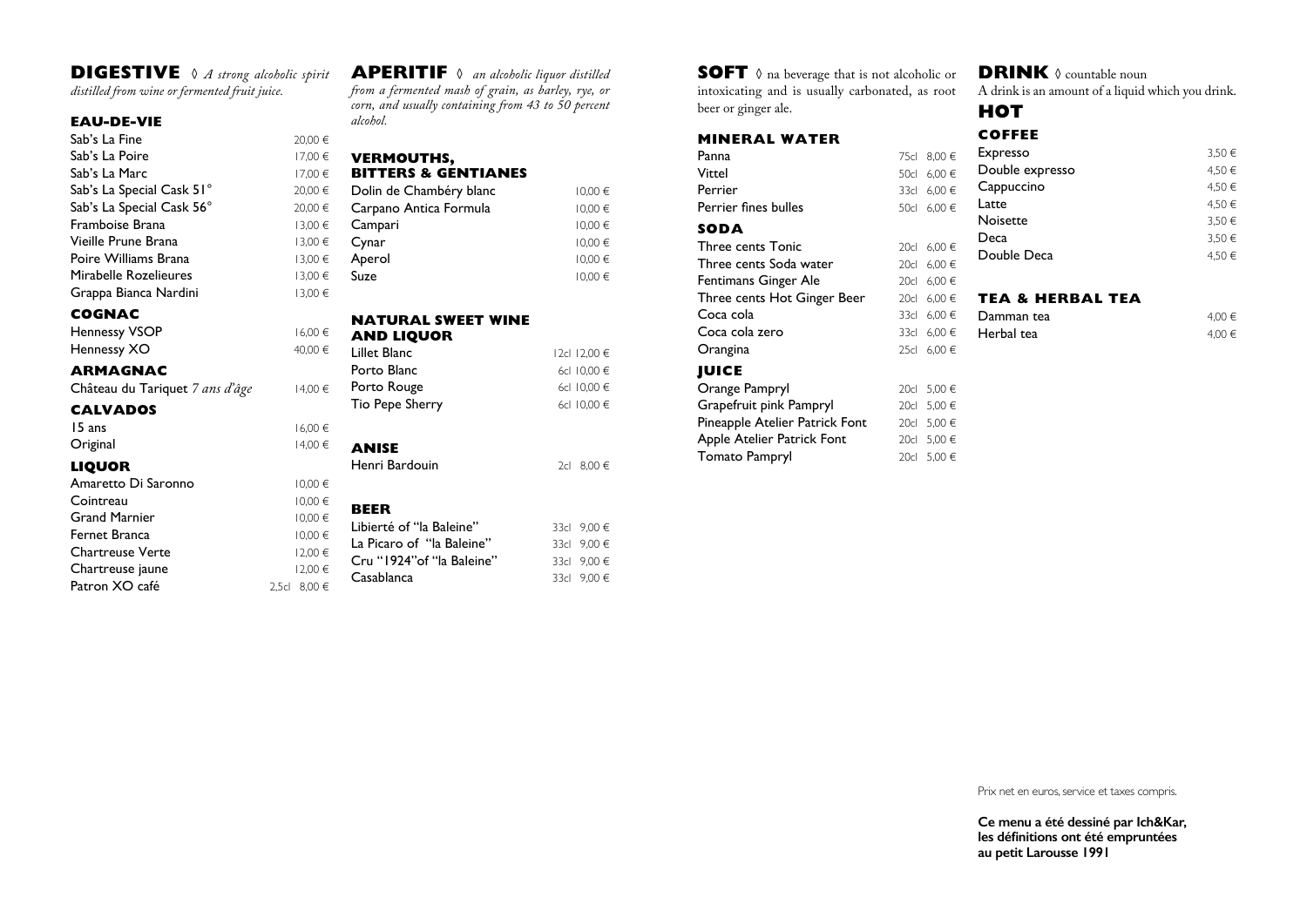## DIGESTIVE ◊ *A strong alcoholic spirit distilled from wine or fermented fruit juice.*

### EAU-DE-VIE

| | |
|---|---|
| Sab's La Fine | 20,00 € |
| Sab's La Poire | 17,00 € |
| Sab's La Marc | 17,00 € |
| Sab's La Special Cask 51° | 20,00 € |
| Sab's La Special Cask 56° | 20,00 € |
| Framboise Brana | 13,00 € |
| Vieille Prune Brana | 13,00 € |
| Poire Williams Brana | 13,00 € |
| Mirabelle Rozelieures | 13,00 € |
| Grappa Bianca Nardini | 13,00 € |

### COGNAC

| | |
|---|---|
| Hennessy VSOP | 16,00 € |
| Hennessy XO | 40,00 € |

### ARMAGNAC

| | |
|---|---|
| Château du Tariquet *7 ans d'âge* | 14,00 € |

### CALVADOS

| | |
|---|---|
| 15 ans | 16,00 € |
| Original | 14,00 € |

### LIQUOR

| | |
|---|---|
| Amaretto Di Saronno | 10,00 € |
| Cointreau | 10,00 € |
| Grand Marnier | 10,00 € |
| Fernet Branca | 10,00 € |
| Chartreuse Verte | 12,00 € |
| Chartreuse jaune | 12,00 € |
| Patron XO café | 2,5cl 8,00 € |

## APERITIF ◊ *an alcoholic liquor distilled from a fermented mash of grain, as barley, rye, or corn, and usually containing from 43 to 50 percent alcohol.*

### VERMOUTHS, BITTERS & GENTIANES

| | |
|---|---|
| Dolin de Chambéry blanc | 10,00 € |
| Carpano Antica Formula | 10,00 € |
| Campari | 10,00 € |
| Cynar | 10,00 € |
| Aperol | 10,00 € |
| Suze | 10,00 € |

### NATURAL SWEET WINE AND LIQUOR

| | |
|---|---|
| Lillet Blanc | 12cl 12,00 € |
| Porto Blanc | 6cl 10,00 € |
| Porto Rouge | 6cl 10,00 € |
| Tio Pepe Sherry | 6cl 10,00 € |

### ANISE

| | |
|---|---|
| Henri Bardouin | 2cl 8,00 € |

### BEER

| | |
|---|---|
| Libierté of "la Baleine" | 33cl 9,00 € |
| La Picaro of "la Baleine" | 33cl 9,00 € |
| Cru "1924"of "la Baleine" | 33cl 9,00 € |
| Casablanca | 33cl 9,00 € |

## SOFT ◊ na beverage that is not alcoholic or intoxicating and is usually carbonated, as root beer or ginger ale.

### MINERAL WATER

| | |
|---|---|
| Panna | 75cl 8,00 € |
| Vittel | 50cl 6,00 € |
| Perrier | 33cl 6,00 € |
| Perrier fines bulles | 50cl 6,00 € |

### SODA

| | |
|---|---|
| Three cents Tonic | 20cl 6,00 € |
| Three cents Soda water | 20cl 6,00 € |
| Fentimans Ginger Ale | 20cl 6,00 € |
| Three cents Hot Ginger Beer | 20cl 6,00 € |
| Coca cola | 33cl 6,00 € |
| Coca cola zero | 33cl 6,00 € |
| Orangina | 25cl 6,00 € |

### JUICE

| | |
|---|---|
| Orange Pampryl | 20cl 5,00 € |
| Grapefruit pink Pampryl | 20cl 5,00 € |
| Pineapple Atelier Patrick Font | 20cl 5,00 € |
| Apple Atelier Patrick Font | 20cl 5,00 € |
| Tomato Pampryl | 20cl 5,00 € |

## DRINK ◊ countable noun

A drink is an amount of a liquid which you drink.

## HOT

### COFFEE

| | |
|---|---|
| Expresso | 3,50 € |
| Double expresso | 4,50 € |
| Cappuccino | 4,50 € |
| Latte | 4,50 € |
| Noisette | 3,50 € |
| Deca | 3,50 € |
| Double Deca | 4,50 € |

### TEA & HERBAL TEA

| | |
|---|---|
| Damman tea | 4,00 € |
| Herbal tea | 4,00 € |

Prix net en euros, service et taxes compris.

**Ce menu a été dessiné par Ich&Kar, les définitions ont été empruntées au petit Larousse 1991**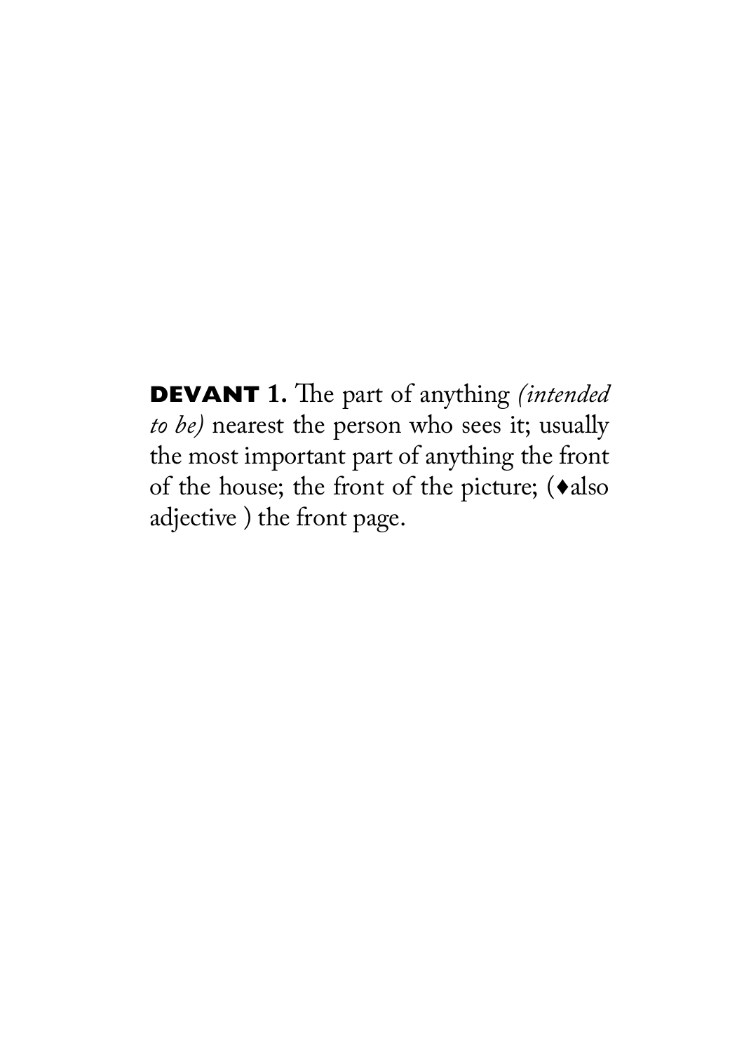**DEVANT 1.** The part of anything *(intended to be)* nearest the person who sees it; usually the most important part of anything the front of the house; the front of the picture; (♦also adjective ) the front page.